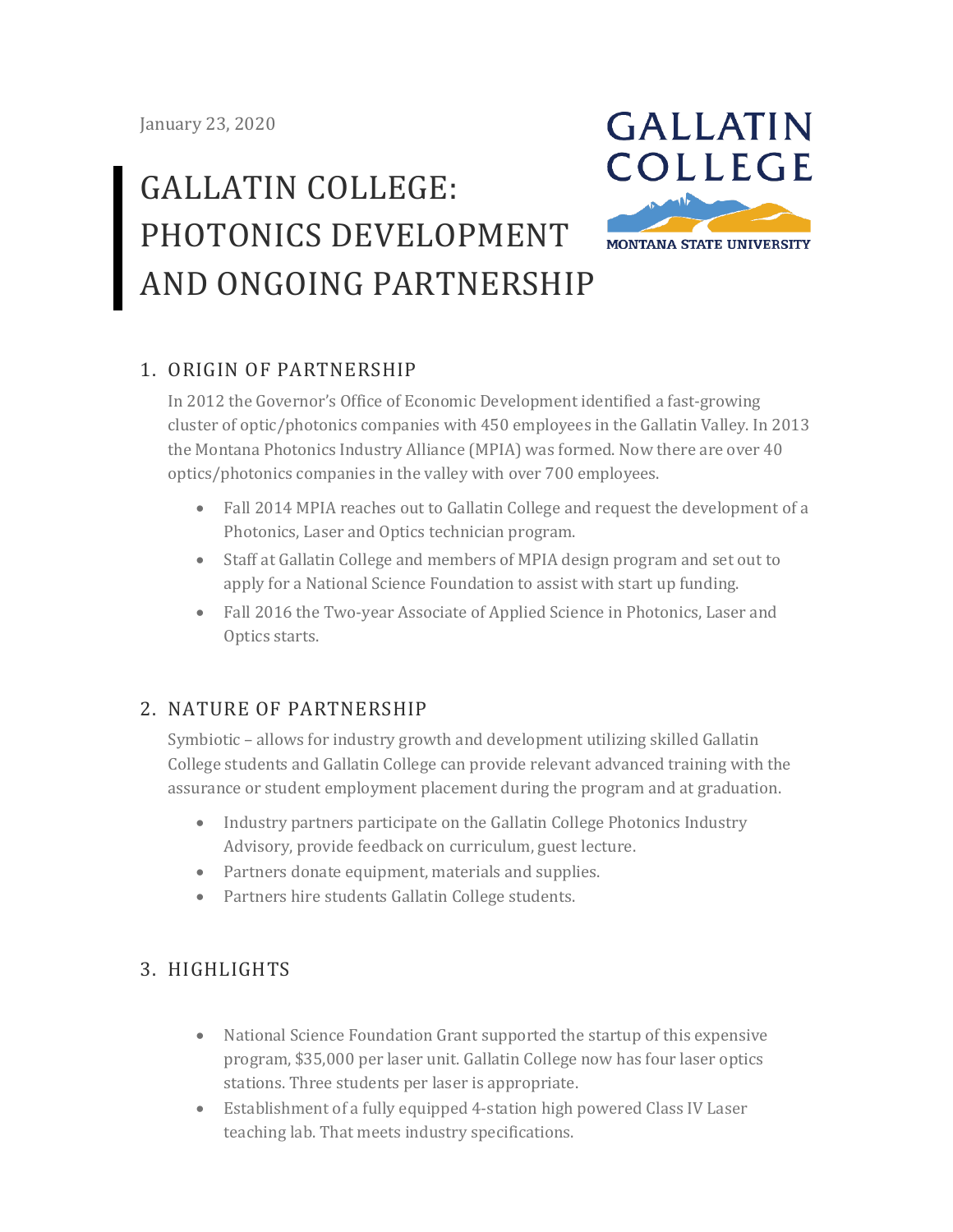January 23, 2020

# GALLATIN COLLEGE: PHOTONICS DEVELOPMENT AND ONGOING PARTNERSHIP

GALLATIN COLLEGE
MONTANA STATE UNIVERSITY

## 1. ORIGIN OF PARTNERSHIP

In 2012 the Governor's Office of Economic Development identified a fast-growing cluster of optic/photonics companies with 450 employees in the Gallatin Valley. In 2013 the Montana Photonics Industry Alliance (MPIA) was formed. Now there are over 40 optics/photonics companies in the valley with over 700 employees.

- Fall 2014 MPIA reaches out to Gallatin College and request the development of a Photonics, Laser and Optics technician program.
- Staff at Gallatin College and members of MPIA design program and set out to apply for a National Science Foundation to assist with start up funding.
- Fall 2016 the Two-year Associate of Applied Science in Photonics, Laser and Optics starts.

## 2. NATURE OF PARTNERSHIP

Symbiotic – allows for industry growth and development utilizing skilled Gallatin College students and Gallatin College can provide relevant advanced training with the assurance or student employment placement during the program and at graduation.

- Industry partners participate on the Gallatin College Photonics Industry Advisory, provide feedback on curriculum, guest lecture.
- Partners donate equipment, materials and supplies.
- Partners hire students Gallatin College students.

## 3. HIGHLIGHTS

- National Science Foundation Grant supported the startup of this expensive program, $35,000 per laser unit. Gallatin College now has four laser optics stations. Three students per laser is appropriate.
- Establishment of a fully equipped 4-station high powered Class IV Laser teaching lab. That meets industry specifications.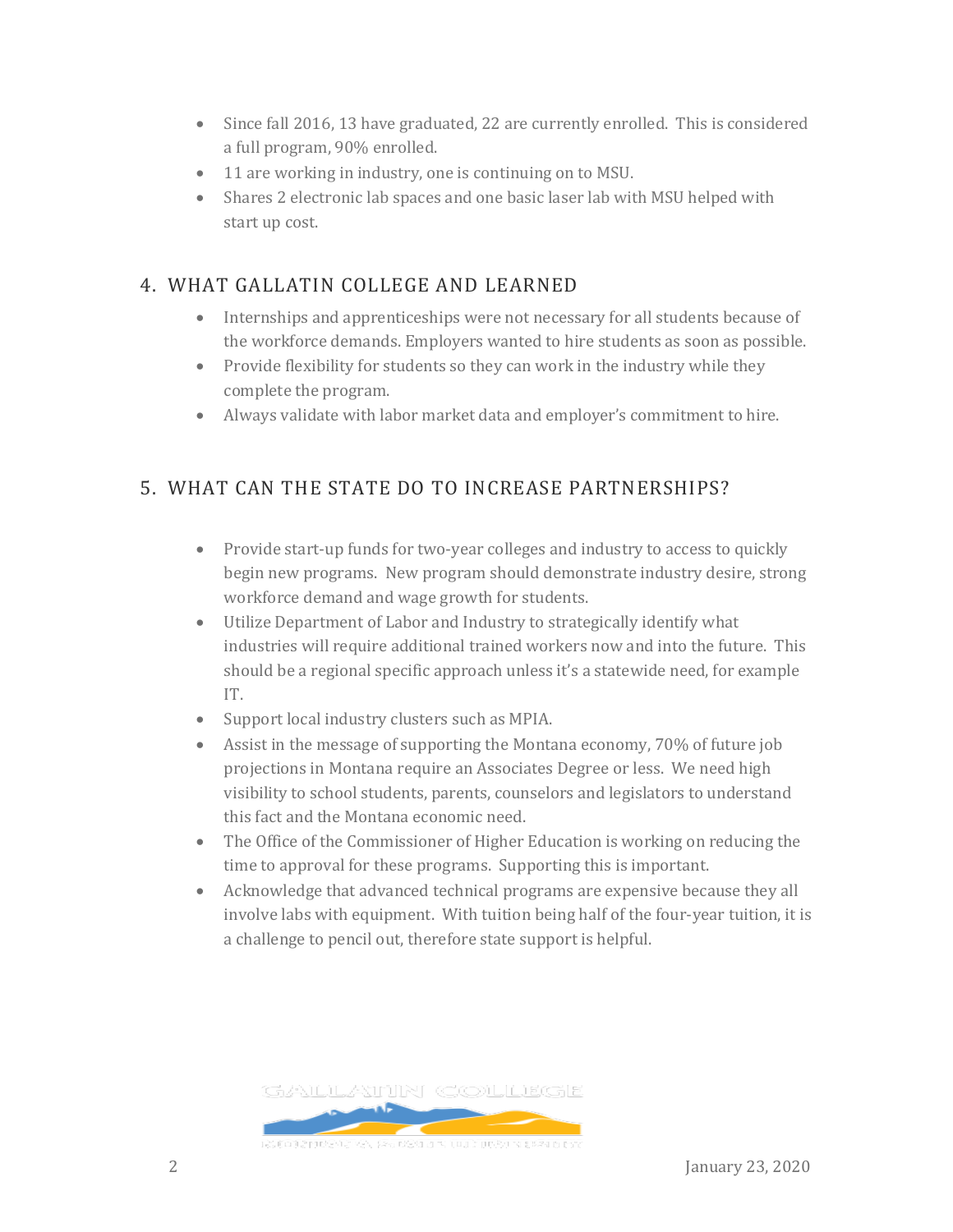- Since fall 2016, 13 have graduated, 22 are currently enrolled. This is considered a full program, 90% enrolled.
- 11 are working in industry, one is continuing on to MSU.
- Shares 2 electronic lab spaces and one basic laser lab with MSU helped with start up cost.

## 4. WHAT GALLATIN COLLEGE AND LEARNED

- Internships and apprenticeships were not necessary for all students because of the workforce demands. Employers wanted to hire students as soon as possible.
- Provide flexibility for students so they can work in the industry while they complete the program.
- Always validate with labor market data and employer's commitment to hire.

## 5. WHAT CAN THE STATE DO TO INCREASE PARTNERSHIPS?

- Provide start-up funds for two-year colleges and industry to access to quickly begin new programs. New program should demonstrate industry desire, strong workforce demand and wage growth for students.
- Utilize Department of Labor and Industry to strategically identify what industries will require additional trained workers now and into the future. This should be a regional specific approach unless it's a statewide need, for example IT.
- Support local industry clusters such as MPIA.
- Assist in the message of supporting the Montana economy, 70% of future job projections in Montana require an Associates Degree or less. We need high visibility to school students, parents, counselors and legislators to understand this fact and the Montana economic need.
- The Office of the Commissioner of Higher Education is working on reducing the time to approval for these programs. Supporting this is important.
- Acknowledge that advanced technical programs are expensive because they all involve labs with equipment. With tuition being half of the four-year tuition, it is a challenge to pencil out, therefore state support is helpful.